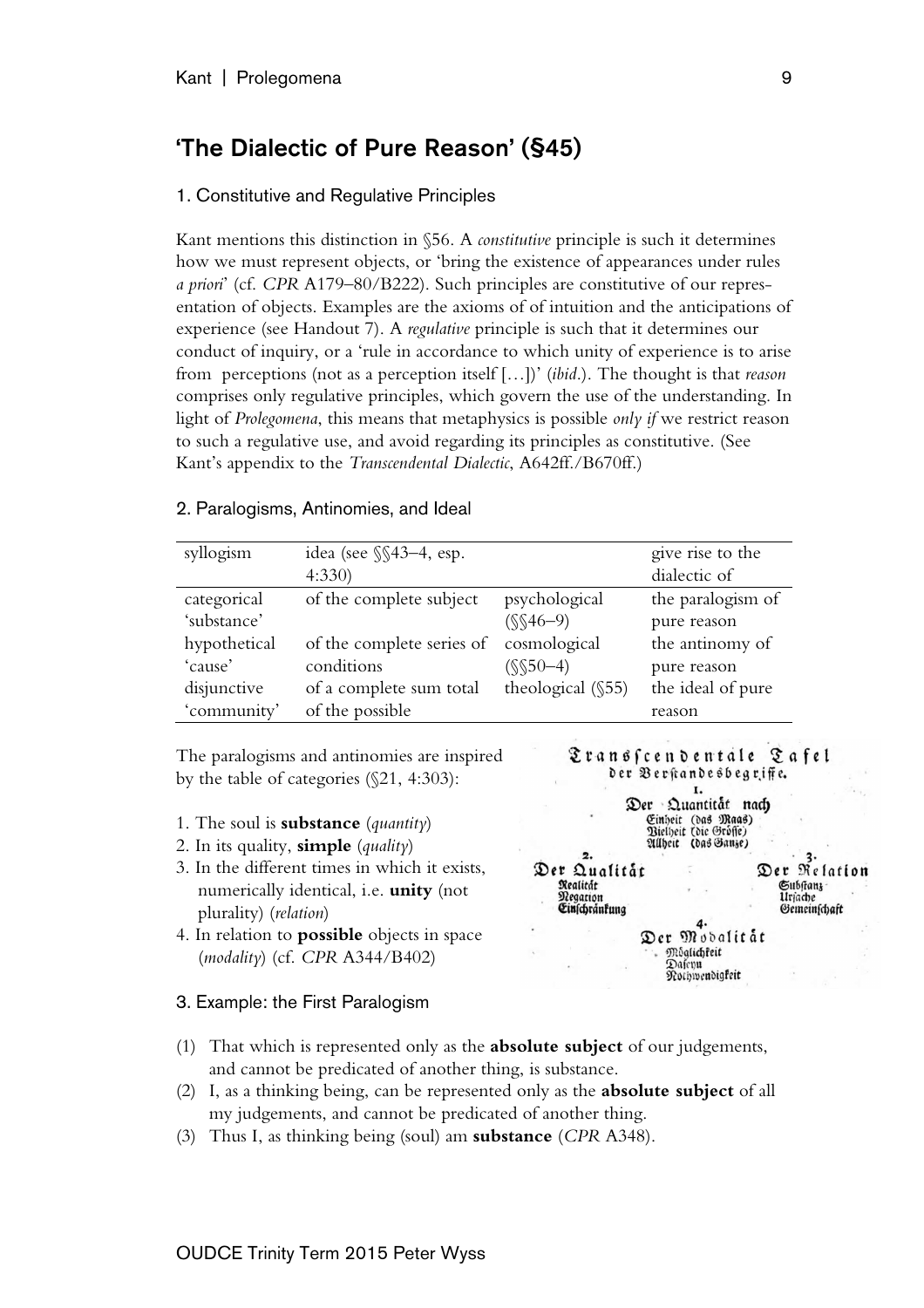## 'The Dialectic of Pure Reason' (§45)

### 1. Constitutive and Regulative Principles

Kant mentions this distinction in §56. A *constitutive* principle is such it determines how we must represent objects, or 'bring the existence of appearances under rules *a priori*' (cf. *CPR* A179–80/B222). Such principles are constitutive of our representation of objects. Examples are the axioms of of intuition and the anticipations of experience (see Handout 7). A *regulative* principle is such that it determines our conduct of inquiry, or a 'rule in accordance to which unity of experience is to arise from perceptions (not as a perception itself […])' (*ibid*.). The thought is that *reason* comprises only regulative principles, which govern the use of the understanding. In light of *Prolegomena*, this means that metaphysics is possible *only if* we restrict reason to such a regulative use, and avoid regarding its principles as constitutive. (See Kant's appendix to the *Transcendental Dialectic*, A642ff./B670ff.)

### 2. Paralogisms, Antinomies, and Ideal

| syllogism | idea (see §§43–4, esp. 4:330) | | give rise to the dialectic of |
|---|---|---|---|
| categorical 'substance' | of the complete subject | psychological (§§46–9) | the paralogism of pure reason |
| hypothetical 'cause' | of the complete series of conditions | cosmological (§§50–4) | the antinomy of pure reason |
| disjunctive 'community' | of a complete sum total of the possible | theological (§55) | the ideal of pure reason |

The paralogisms and antinomies are inspired by the table of categories (§21, 4:303):

1. The soul is **substance** (*quantity*)
2. In its quality, **simple** (*quality*)
3. In the different times in which it exists, numerically identical, i.e. **unity** (not plurality) (*relation*)
4. In relation to **possible** objects in space (*modality*) (cf. *CPR* A344/B402)

Transcendentale Tafel
der Verstandesbegriffe.

1.
Der Quantität nach
Einheit (das Maas)
Vielheit (die Größe)
Allheit (das Ganze)

2.
Der Qualität
Realität
Negation
Einschränkung

3.
Der Relation
Substanz
Ursache
Gemeinschaft

4.
Der Modalität
Möglichkeit
Daseyn
Nothwendigkeit

### 3. Example: the First Paralogism

(1) That which is represented only as the **absolute subject** of our judgements, and cannot be predicated of another thing, is substance.

(2) I, as a thinking being, can be represented only as the **absolute subject** of all my judgements, and cannot be predicated of another thing.

(3) Thus I, as thinking being (soul) am **substance** (*CPR* A348).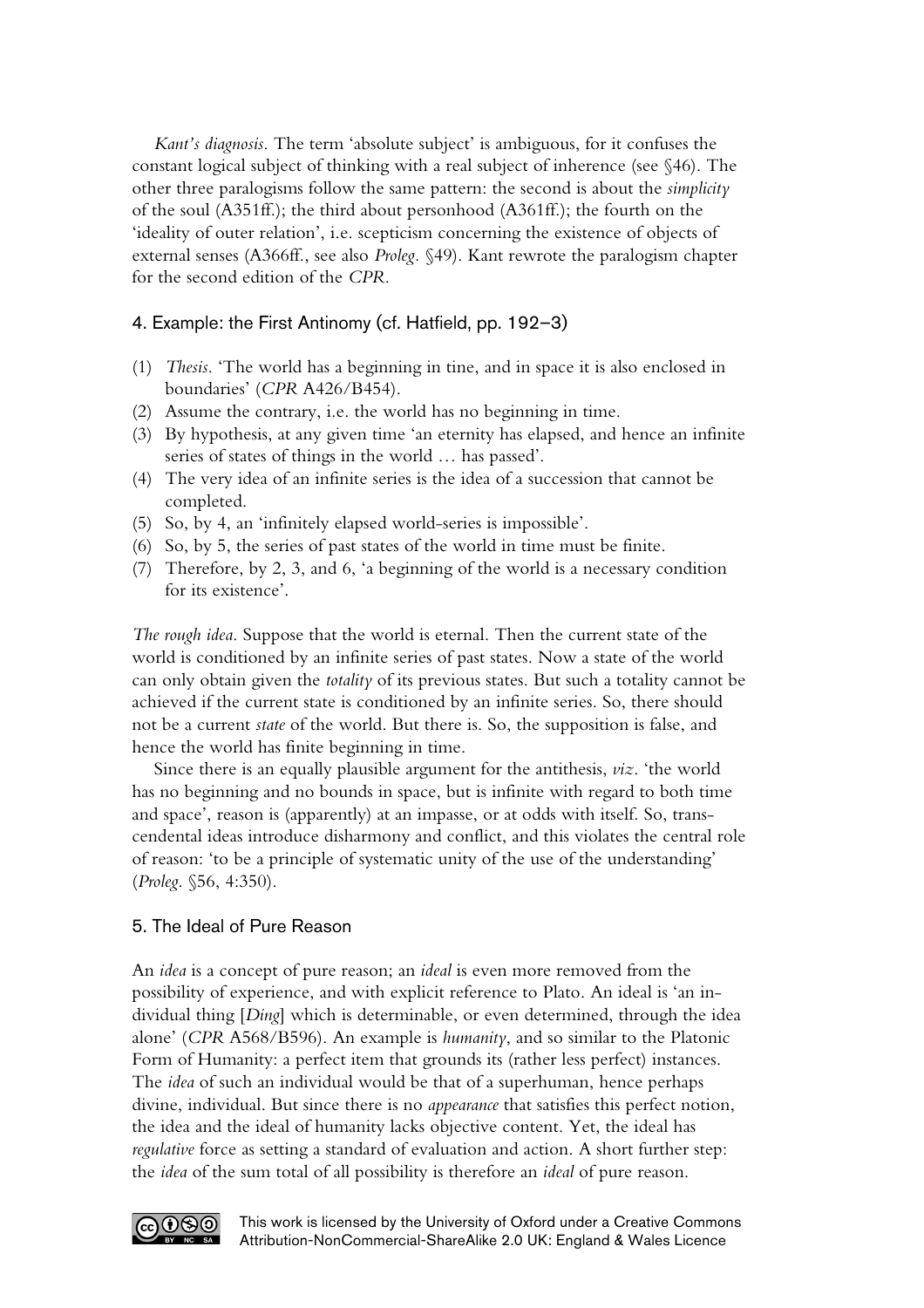*Kant's diagnosis*. The term 'absolute subject' is ambiguous, for it confuses the constant logical subject of thinking with a real subject of inherence (see §46). The other three paralogisms follow the same pattern: the second is about the *simplicity* of the soul (A351ff.); the third about personhood (A361ff.); the fourth on the 'ideality of outer relation', i.e. scepticism concerning the existence of objects of external senses (A366ff., see also *Proleg.* §49). Kant rewrote the paralogism chapter for the second edition of the *CPR*.

## 4. Example: the First Antinomy (cf. Hatfield, pp. 192–3)

(1) *Thesis*. 'The world has a beginning in tine, and in space it is also enclosed in boundaries' (*CPR* A426/B454).
(2) Assume the contrary, i.e. the world has no beginning in time.
(3) By hypothesis, at any given time 'an eternity has elapsed, and hence an infinite series of states of things in the world … has passed'.
(4) The very idea of an infinite series is the idea of a succession that cannot be completed.
(5) So, by 4, an 'infinitely elapsed world-series is impossible'.
(6) So, by 5, the series of past states of the world in time must be finite.
(7) Therefore, by 2, 3, and 6, 'a beginning of the world is a necessary condition for its existence'.

*The rough idea*. Suppose that the world is eternal. Then the current state of the world is conditioned by an infinite series of past states. Now a state of the world can only obtain given the *totality* of its previous states. But such a totality cannot be achieved if the current state is conditioned by an infinite series. So, there should not be a current *state* of the world. But there is. So, the supposition is false, and hence the world has finite beginning in time.

Since there is an equally plausible argument for the antithesis, *viz*. 'the world has no beginning and no bounds in space, but is infinite with regard to both time and space', reason is (apparently) at an impasse, or at odds with itself. So, transcendental ideas introduce disharmony and conflict, and this violates the central role of reason: 'to be a principle of systematic unity of the use of the understanding' (*Proleg.* §56, 4:350).

## 5. The Ideal of Pure Reason

An *idea* is a concept of pure reason; an *ideal* is even more removed from the possibility of experience, and with explicit reference to Plato. An ideal is 'an individual thing [*Ding*] which is determinable, or even determined, through the idea alone' (*CPR* A568/B596). An example is *humanity*, and so similar to the Platonic Form of Humanity: a perfect item that grounds its (rather less perfect) instances. The *idea* of such an individual would be that of a superhuman, hence perhaps divine, individual. But since there is no *appearance* that satisfies this perfect notion, the idea and the ideal of humanity lacks objective content. Yet, the ideal has *regulative* force as setting a standard of evaluation and action. A short further step: the *idea* of the sum total of all possibility is therefore an *ideal* of pure reason.

This work is licensed by the University of Oxford under a Creative Commons Attribution-NonCommercial-ShareAlike 2.0 UK: England & Wales Licence